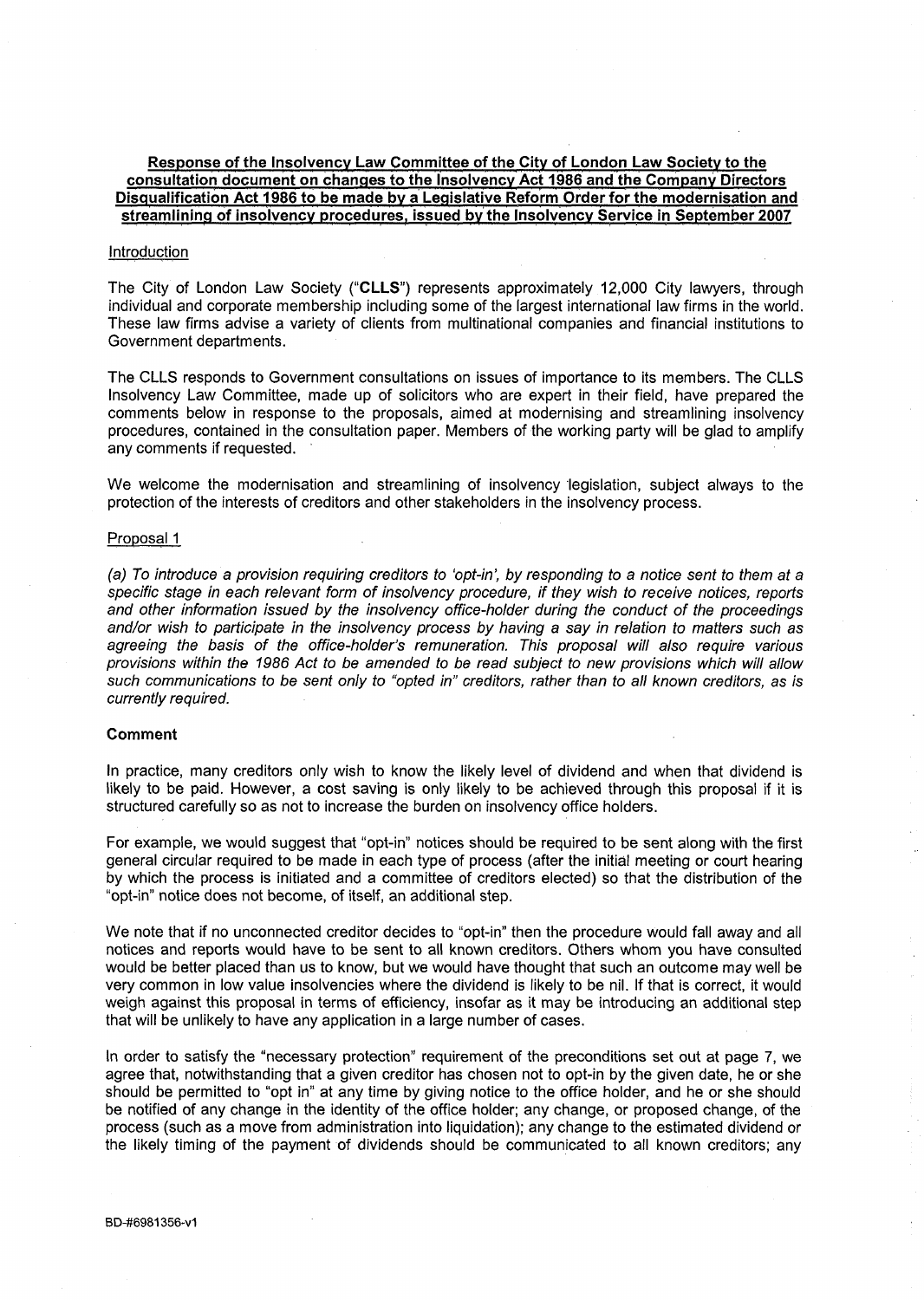**Response of the Insolvency Law Committee of the City of London Law Society to the consultation document on changes to the Insolvency Act 1986 and the Company Directors Disqualification Act 1986 to be made by a Legislative Reform Order for the modernisation and streamlining of insolvency procedures, issued by the Insolvency Service in September 2007**

Introduction

The City of London Law Society ("**CLLS**") represents approximately 12,000 City lawyers, through individual and corporate membership including some of the largest international law firms in the world. These law firms advise a variety of clients from multinational companies and financial institutions to Government departments.

The CLLS responds to Government consultations on issues of importance to its members. The CLLS Insolvency Law Committee, made up of solicitors who are expert in their field, have prepared the comments below in response to the proposals, aimed at modernising and streamlining insolvency procedures, contained in the consultation paper. Members of the working party will be glad to amplify any comments if requested.

We welcome the modernisation and streamlining of insolvency legislation, subject always to the protection of the interests of creditors and other stakeholders in the insolvency process.

Proposal 1

*(a) To introduce a provision requiring creditors to 'opt-in', by responding to a notice sent to them at a specific stage in each relevant form of insolvency procedure, if they wish to receive notices, reports and other information issued by the insolvency office-holder during the conduct of the proceedings and/or wish to participate in the insolvency process by having a say in relation to matters such as agreeing the basis of the office-holder's remuneration. This proposal will also require various provisions within the 1986 Act to be amended to be read subject to new provisions which will allow such communications to be sent only to "opted in" creditors, rather than to all known creditors, as is currently required.*

**Comment**

In practice, many creditors only wish to know the likely level of dividend and when that dividend is likely to be paid. However, a cost saving is only likely to be achieved through this proposal if it is structured carefully so as not to increase the burden on insolvency office holders.

For example, we would suggest that "opt-in" notices should be required to be sent along with the first general circular required to be made in each type of process (after the initial meeting or court hearing by which the process is initiated and a committee of creditors elected) so that the distribution of the "opt-in" notice does not become, of itself, an additional step.

We note that if no unconnected creditor decides to "opt-in" then the procedure would fall away and all notices and reports would have to be sent to all known creditors. Others whom you have consulted would be better placed than us to know, but we would have thought that such an outcome may well be very common in low value insolvencies where the dividend is likely to be nil. If that is correct, it would weigh against this proposal in terms of efficiency, insofar as it may be introducing an additional step that will be unlikely to have any application in a large number of cases.

In order to satisfy the "necessary protection" requirement of the preconditions set out at page 7, we agree that, notwithstanding that a given creditor has chosen not to opt-in by the given date, he or she should be permitted to "opt in" at any time by giving notice to the office holder, and he or she should be notified of any change in the identity of the office holder; any change, or proposed change, of the process (such as a move from administration into liquidation); any change to the estimated dividend or the likely timing of the payment of dividends should be communicated to all known creditors; any

BD-#6981356-v1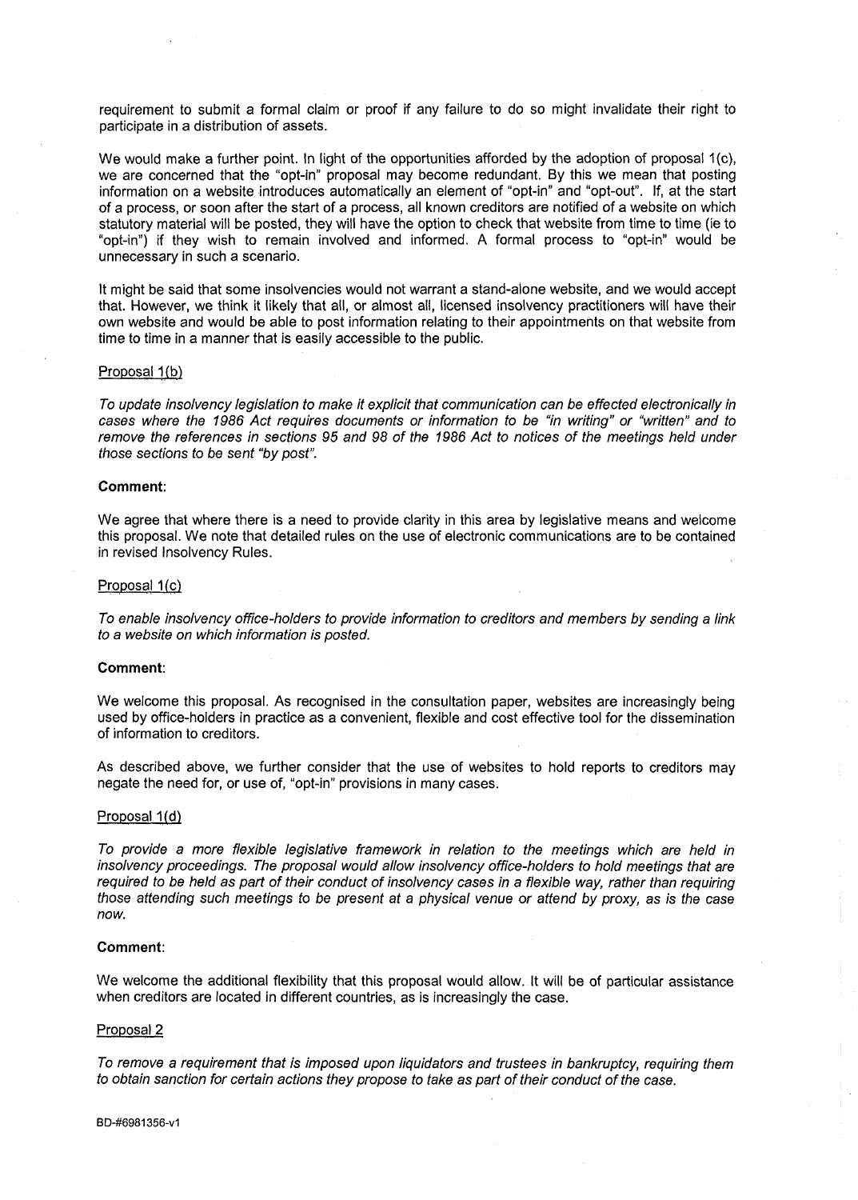requirement to submit a formal claim or proof if any failure to do so might invalidate their right to participate in a distribution of assets.

We would make a further point. In light of the opportunities afforded by the adoption of proposal 1(c), we are concerned that the "opt-in" proposal may become redundant. By this we mean that posting information on a website introduces automatically an element of "opt-in" and "opt-out". If, at the start of a process, or soon after the start of a process, all known creditors are notified of a website on which statutory material will be posted, they will have the option to check that website from time to time (ie to "opt-in") if they wish to remain involved and informed. A formal process to "opt-in" would be unnecessary in such a scenario.

It might be said that some insolvencies would not warrant a stand-alone website, and we would accept that. However, we think it likely that all, or almost all, licensed insolvency practitioners will have their own website and would be able to post information relating to their appointments on that website from time to time in a manner that is easily accessible to the public.

<u>Proposal 1(b)</u>

*To update insolvency legislation to make it explicit that communication can be effected electronically in cases where the 1986 Act requires documents or information to be "in writing" or "written" and to remove the references in sections 95 and 98 of the 1986 Act to notices of the meetings held under those sections to be sent "by post".*

**Comment:**

We agree that where there is a need to provide clarity in this area by legislative means and welcome this proposal. We note that detailed rules on the use of electronic communications are to be contained in revised Insolvency Rules.

<u>Proposal 1(c)</u>

*To enable insolvency office-holders to provide information to creditors and members by sending a link to a website on which information is posted.*

**Comment:**

We welcome this proposal. As recognised in the consultation paper, websites are increasingly being used by office-holders in practice as a convenient, flexible and cost effective tool for the dissemination of information to creditors.

As described above, we further consider that the use of websites to hold reports to creditors may negate the need for, or use of, "opt-in" provisions in many cases.

<u>Proposal 1(d)</u>

*To provide a more flexible legislative framework in relation to the meetings which are held in insolvency proceedings. The proposal would allow insolvency office-holders to hold meetings that are required to be held as part of their conduct of insolvency cases in a flexible way, rather than requiring those attending such meetings to be present at a physical venue or attend by proxy, as is the case now.*

**Comment:**

We welcome the additional flexibility that this proposal would allow. It will be of particular assistance when creditors are located in different countries, as is increasingly the case.

<u>Proposal 2</u>

*To remove a requirement that is imposed upon liquidators and trustees in bankruptcy, requiring them to obtain sanction for certain actions they propose to take as part of their conduct of the case.*

BD-#6981356-v1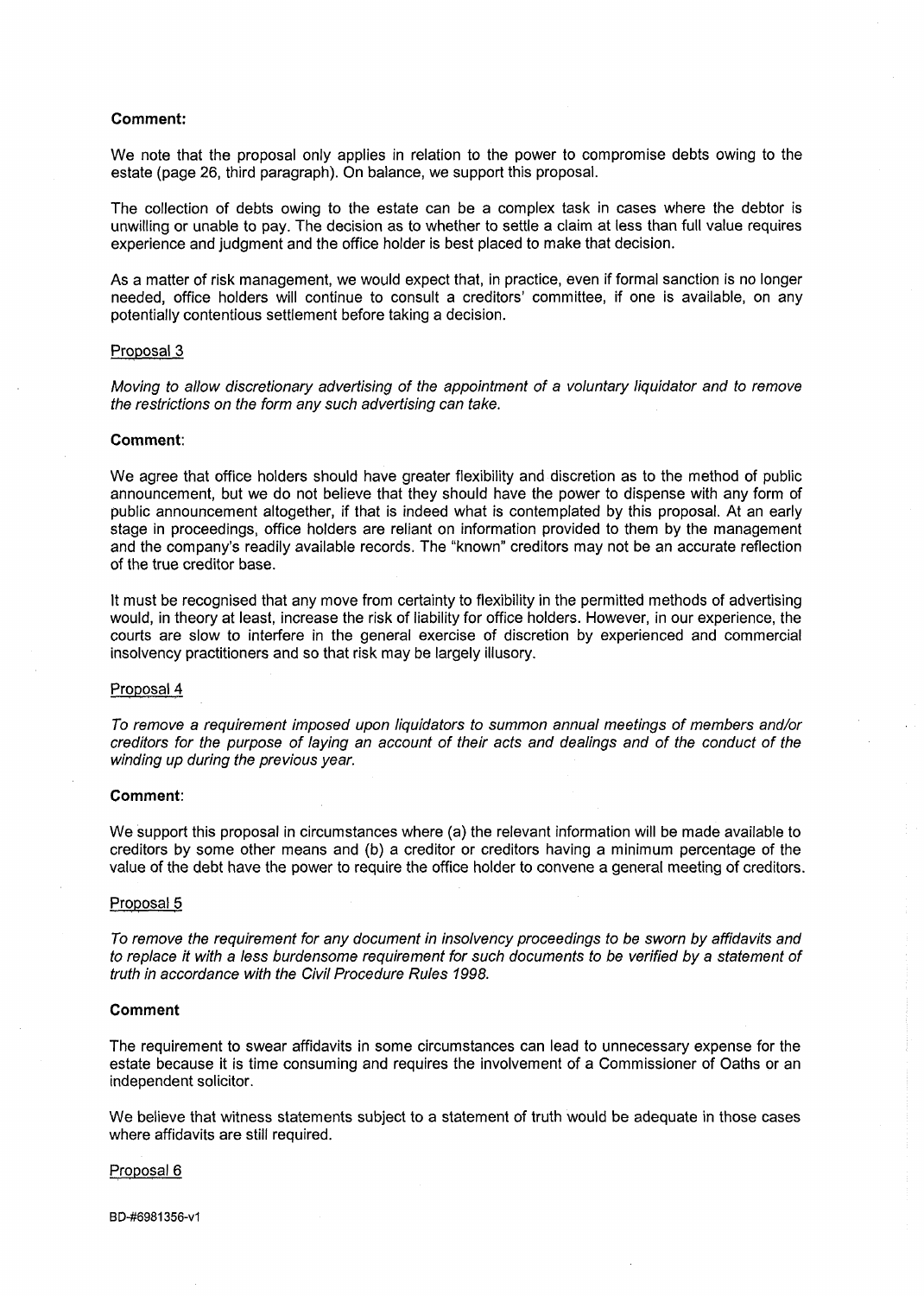**Comment:**

We note that the proposal only applies in relation to the power to compromise debts owing to the estate (page 26, third paragraph). On balance, we support this proposal.

The collection of debts owing to the estate can be a complex task in cases where the debtor is unwilling or unable to pay. The decision as to whether to settle a claim at less than full value requires experience and judgment and the office holder is best placed to make that decision.

As a matter of risk management, we would expect that, in practice, even if formal sanction is no longer needed, office holders will continue to consult a creditors' committee, if one is available, on any potentially contentious settlement before taking a decision.

Proposal 3

*Moving to allow discretionary advertising of the appointment of a voluntary liquidator and to remove the restrictions on the form any such advertising can take.*

**Comment**:

We agree that office holders should have greater flexibility and discretion as to the method of public announcement, but we do not believe that they should have the power to dispense with any form of public announcement altogether, if that is indeed what is contemplated by this proposal. At an early stage in proceedings, office holders are reliant on information provided to them by the management and the company's readily available records. The "known" creditors may not be an accurate reflection of the true creditor base.

It must be recognised that any move from certainty to flexibility in the permitted methods of advertising would, in theory at least, increase the risk of liability for office holders. However, in our experience, the courts are slow to interfere in the general exercise of discretion by experienced and commercial insolvency practitioners and so that risk may be largely illusory.

Proposal 4

*To remove a requirement imposed upon liquidators to summon annual meetings of members and/or creditors for the purpose of laying an account of their acts and dealings and of the conduct of the winding up during the previous year.*

**Comment**:

We support this proposal in circumstances where (a) the relevant information will be made available to creditors by some other means and (b) a creditor or creditors having a minimum percentage of the value of the debt have the power to require the office holder to convene a general meeting of creditors.

Proposal 5

*To remove the requirement for any document in insolvency proceedings to be sworn by affidavits and to replace it with a less burdensome requirement for such documents to be verified by a statement of truth in accordance with the Civil Procedure Rules 1998.*

**Comment**

The requirement to swear affidavits in some circumstances can lead to unnecessary expense for the estate because it is time consuming and requires the involvement of a Commissioner of Oaths or an independent solicitor.

We believe that witness statements subject to a statement of truth would be adequate in those cases where affidavits are still required.

Proposal 6

BD-#6981356-v1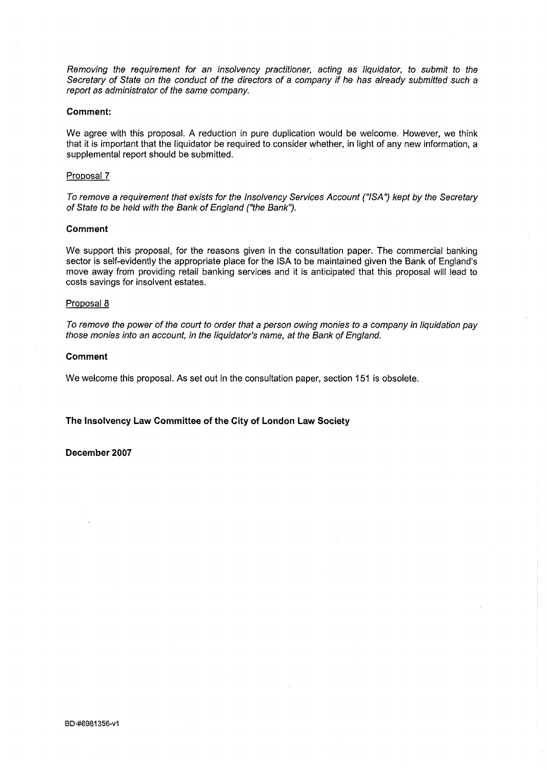*Removing the requirement for an insolvency practitioner, acting as liquidator, to submit to the Secretary of State on the conduct of the directors of a company if he has already submitted such a report as administrator of the same company.*

**Comment:**

We agree with this proposal. A reduction in pure duplication would be welcome. However, we think that it is important that the liquidator be required to consider whether, in light of any new information, a supplemental report should be submitted.

Proposal 7

*To remove a requirement that exists for the Insolvency Services Account ("ISA") kept by the Secretary of State to be held with the Bank of England ("the Bank").*

**Comment**

We support this proposal, for the reasons given in the consultation paper. The commercial banking sector is self-evidently the appropriate place for the ISA to be maintained given the Bank of England's move away from providing retail banking services and it is anticipated that this proposal will lead to costs savings for insolvent estates.

Proposal 8

*To remove the power of the court to order that a person owing monies to a company in liquidation pay those monies into an account, in the liquidator's name, at the Bank of England.*

**Comment**

We welcome this proposal. As set out in the consultation paper, section 151 is obsolete.

**The Insolvency Law Committee of the City of London Law Society**

**December 2007**

BD-#6981356-v1